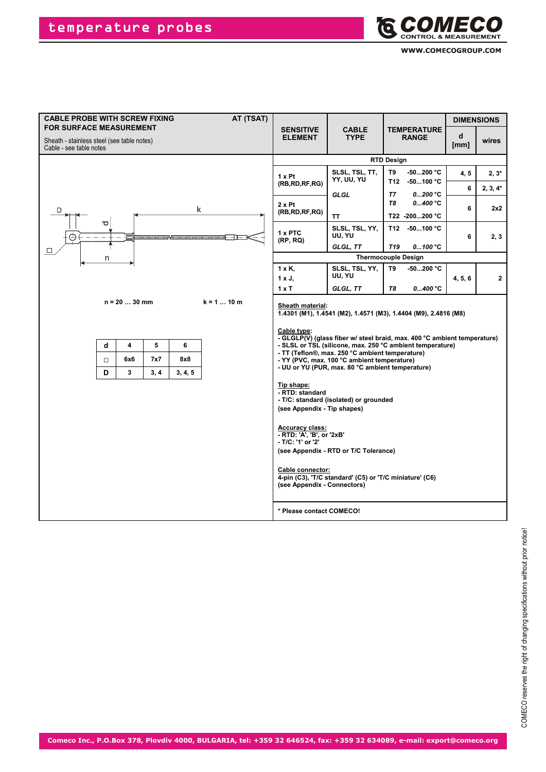# temperature probes

## CABLE PROBE WITH SCREW FIXING FOR SURFACE MEASUREMENT — AT (TSAT)

Sheath - stainless steel (see table notes)
Cable - see table notes

n = 20 … 30 mm    k = 1 … 10 m

| d | 4 | 5 | 6 |
|---|---|---|---|
| □ | 6x6 | 7x7 | 8x8 |
| D | 3 | 3, 4 | 3, 4, 5 |

| SENSITIVE ELEMENT | CABLE TYPE | TEMPERATURE RANGE | DIMENSIONS d [mm] | DIMENSIONS wires |
|---|---|---|---|---|
| **RTD Design** | | | | |
| 1 x Pt (RB,RD,RF,RG) | SLSL, TSL, TT, YY, UU, YU | T9 -50...200 °C | 4, 5 | 2, 3* |
| | | T12 -50...100 °C | 6 | 2, 3, 4* |
| | *GLGL* | *T7 0...200 °C* | | |
| 2 x Pt (RB,RD,RF,RG) | | *T8 0...400 °C* | 6 | 2x2 |
| | TT | T22 -200...200 °C | | |
| 1 x PTC (RP, RQ) | SLSL, TSL, YY, UU, YU | T12 -50...100 °C | 6 | 2, 3 |
| | *GLGL, TT* | *T19 0...100 °C* | | |
| **Thermocouple Design** | | | | |
| 1 x K, 1 x J, | SLSL, TSL, YY, UU, YU | T9 -50...200 °C | 4, 5, 6 | 2 |
| 1 x T | *GLGL, TT* | *T8 0...400 °C* | | |

**Sheath material:**
1.4301 (M1), 1.4541 (M2), 1.4571 (M3), 1.4404 (M9), 2.4816 (M8)

**Cable type:**
- GLGLP(V) (glass fiber w/ steel braid, max. 400 °C ambient temperature)
- SLSL or TSL (silicone, max. 250 °C ambient temperature)
- TT (Teflon®, max. 250 °C ambient temperature)
- YY (PVC, max. 100 °C ambient temperature)
- UU or YU (PUR, max. 80 °C ambient temperature)

**Tip shape:**
- RTD: standard
- T/C: standard (isolated) or grounded
(see Appendix - Tip shapes)

**Accuracy class:**
- RTD: 'A', 'B', or '2xB'
- T/C: '1' or '2'
(see Appendix - RTD or T/C Tolerance)

**Cable connector:**
4-pin (C3), 'T/C standard' (C5) or 'T/C miniature' (C6)
(see Appendix - Connectors)

\* Please contact COMECO!

COMECO reserves the right of changing specifications without prior notice!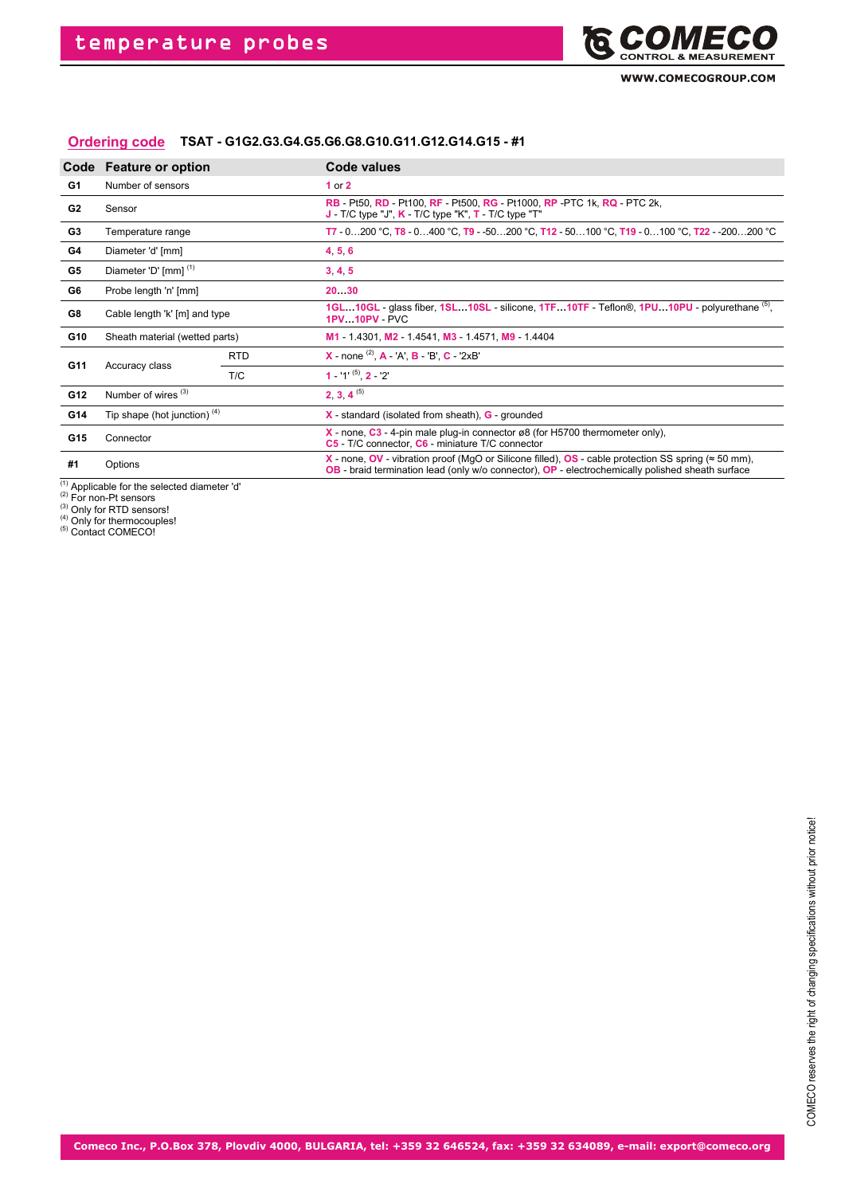## Ordering code **TSAT - G1G2.G3.G4.G5.G6.G8.G10.G11.G12.G14.G15 - #1**

| Code | Feature or option | | Code values |
|---|---|---|---|
| G1 | Number of sensors | | 1 or 2 |
| G2 | Sensor | | RB - Pt50, RD - Pt100, RF - Pt500, RG - Pt1000, RP -PTC 1k, RQ - PTC 2k, J - T/C type "J", K - T/C type "K", T - T/C type "T" |
| G3 | Temperature range | | T7 - 0…200 °C, T8 - 0…400 °C, T9 - -50…200 °C, T12 - 50…100 °C, T19 - 0…100 °C, T22 - -200…200 °C |
| G4 | Diameter 'd' [mm] | | 4, 5, 6 |
| G5 | Diameter 'D' [mm] [1] | | 3, 4, 5 |
| G6 | Probe length 'n' [mm] | | 20…30 |
| G8 | Cable length 'k' [m] and type | | 1GL…10GL - glass fiber, 1SL…10SL - silicone, 1TF…10TF - Teflon®, 1PU…10PU - polyurethane [5], 1PV…10PV - PVC |
| G10 | Sheath material (wetted parts) | | M1 - 1.4301, M2 - 1.4541, M3 - 1.4571, M9 - 1.4404 |
| G11 | Accuracy class | RTD | X - none [2], A - 'A', B - 'B', C - '2xB' |
| | | T/C | 1 - '1' [5], 2 - '2' |
| G12 | Number of wires [3] | | 2, 3, 4 [5] |
| G14 | Tip shape (hot junction) [4] | | X - standard (isolated from sheath), G - grounded |
| G15 | Connector | | X - none, C3 - 4-pin male plug-in connector ø8 (for H5700 thermometer only), C5 - T/C connector, C6 - miniature T/C connector |
| #1 | Options | | X - none, OV - vibration proof (MgO or Silicone filled), OS - cable protection SS spring (≈ 50 mm), OB - braid termination lead (only w/o connector), OP - electrochemically polished sheath surface |

[1] Applicable for the selected diameter 'd'
[2] For non-Pt sensors
[3] Only for RTD sensors!
[4] Only for thermocouples!
[5] Contact COMECO!

COMECO reserves the right of changing specifications without prior notice!